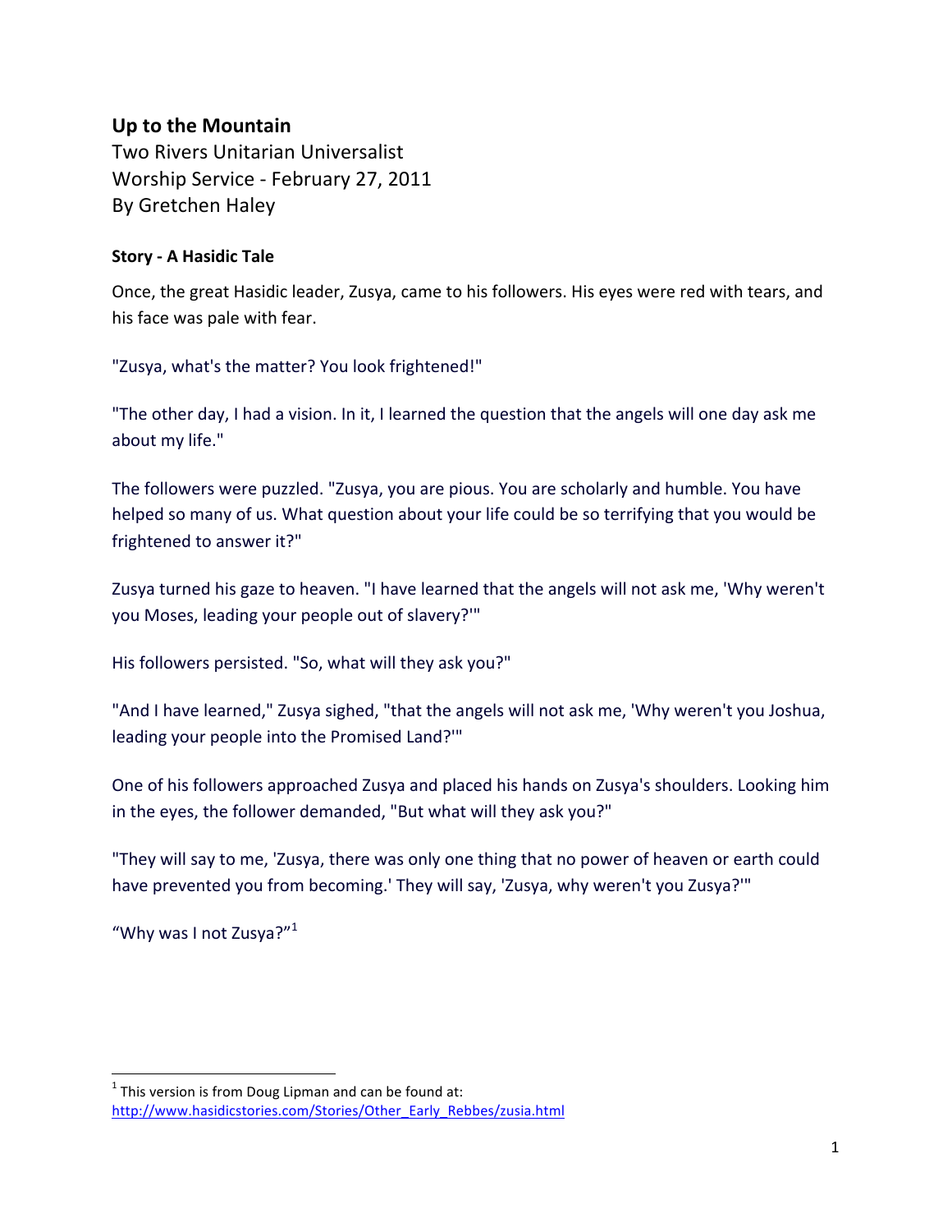## Up to the Mountain

Two Rivers Unitarian Universalist
Worship Service - February 27, 2011
By Gretchen Haley

### Story - A Hasidic Tale

Once, the great Hasidic leader, Zusya, came to his followers. His eyes were red with tears, and his face was pale with fear.

"Zusya, what's the matter? You look frightened!"

"The other day, I had a vision. In it, I learned the question that the angels will one day ask me about my life."

The followers were puzzled. "Zusya, you are pious. You are scholarly and humble. You have helped so many of us. What question about your life could be so terrifying that you would be frightened to answer it?"

Zusya turned his gaze to heaven. "I have learned that the angels will not ask me, 'Why weren't you Moses, leading your people out of slavery?'"

His followers persisted. "So, what will they ask you?"

"And I have learned," Zusya sighed, "that the angels will not ask me, 'Why weren't you Joshua, leading your people into the Promised Land?'"

One of his followers approached Zusya and placed his hands on Zusya's shoulders. Looking him in the eyes, the follower demanded, "But what will they ask you?"

"They will say to me, 'Zusya, there was only one thing that no power of heaven or earth could have prevented you from becoming.' They will say, 'Zusya, why weren't you Zusya?'"

"Why was I not Zusya?"[1]

---

[1] This version is from Doug Lipman and can be found at: http://www.hasidicstories.com/Stories/Other_Early_Rebbes/zusia.html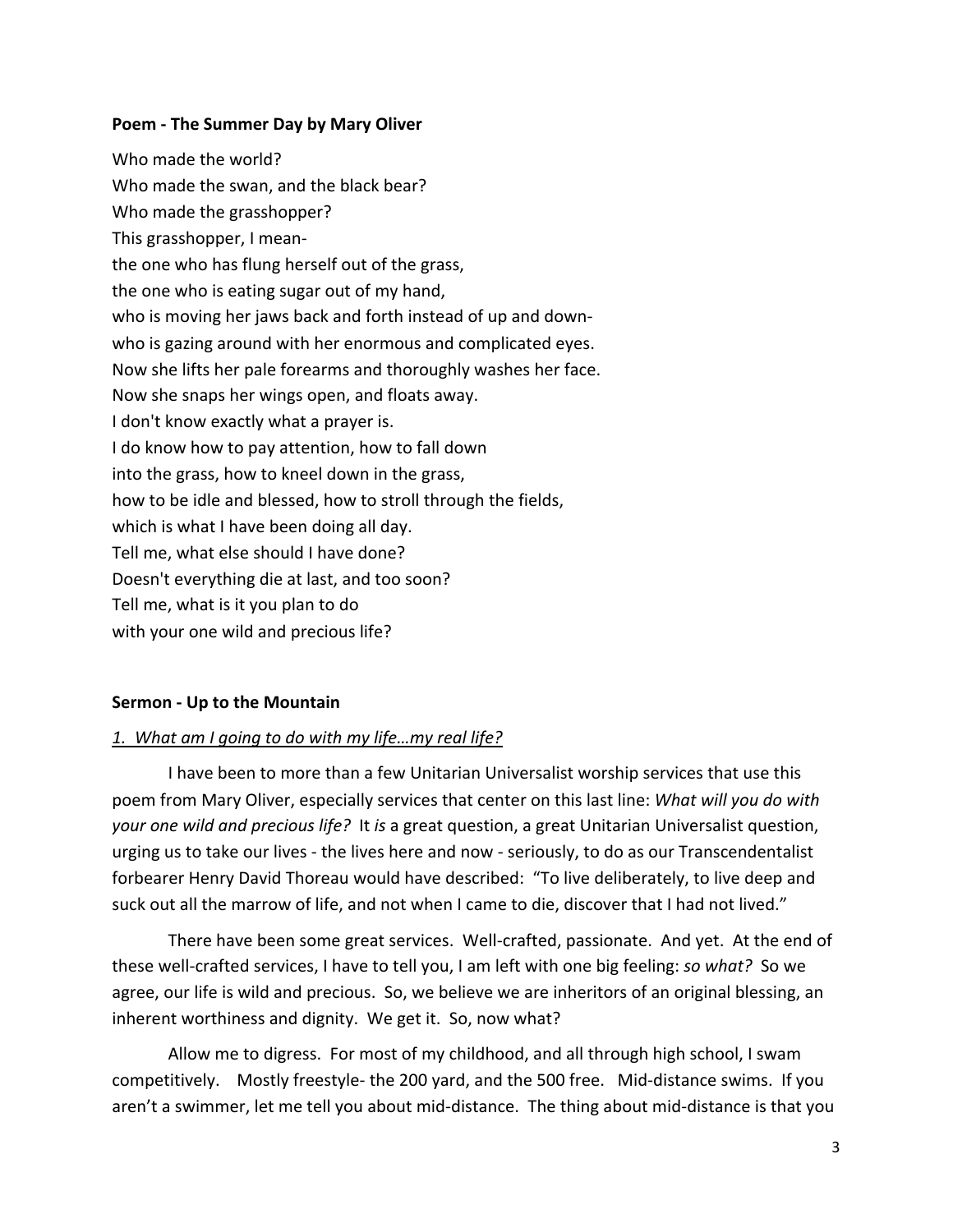**Poem - The Summer Day by Mary Oliver**

Who made the world?
Who made the swan, and the black bear?
Who made the grasshopper?
This grasshopper, I mean-
the one who has flung herself out of the grass,
the one who is eating sugar out of my hand,
who is moving her jaws back and forth instead of up and down-
who is gazing around with her enormous and complicated eyes.
Now she lifts her pale forearms and thoroughly washes her face.
Now she snaps her wings open, and floats away.
I don't know exactly what a prayer is.
I do know how to pay attention, how to fall down
into the grass, how to kneel down in the grass,
how to be idle and blessed, how to stroll through the fields,
which is what I have been doing all day.
Tell me, what else should I have done?
Doesn't everything die at last, and too soon?
Tell me, what is it you plan to do
with your one wild and precious life?

**Sermon - Up to the Mountain**

*1. What am I going to do with my life…my real life?*

I have been to more than a few Unitarian Universalist worship services that use this poem from Mary Oliver, especially services that center on this last line: *What will you do with your one wild and precious life?* It *is* a great question, a great Unitarian Universalist question, urging us to take our lives - the lives here and now - seriously, to do as our Transcendentalist forbearer Henry David Thoreau would have described: "To live deliberately, to live deep and suck out all the marrow of life, and not when I came to die, discover that I had not lived."

There have been some great services. Well-crafted, passionate. And yet. At the end of these well-crafted services, I have to tell you, I am left with one big feeling: *so what?* So we agree, our life is wild and precious. So, we believe we are inheritors of an original blessing, an inherent worthiness and dignity. We get it. So, now what?

Allow me to digress. For most of my childhood, and all through high school, I swam competitively. Mostly freestyle- the 200 yard, and the 500 free. Mid-distance swims. If you aren't a swimmer, let me tell you about mid-distance. The thing about mid-distance is that you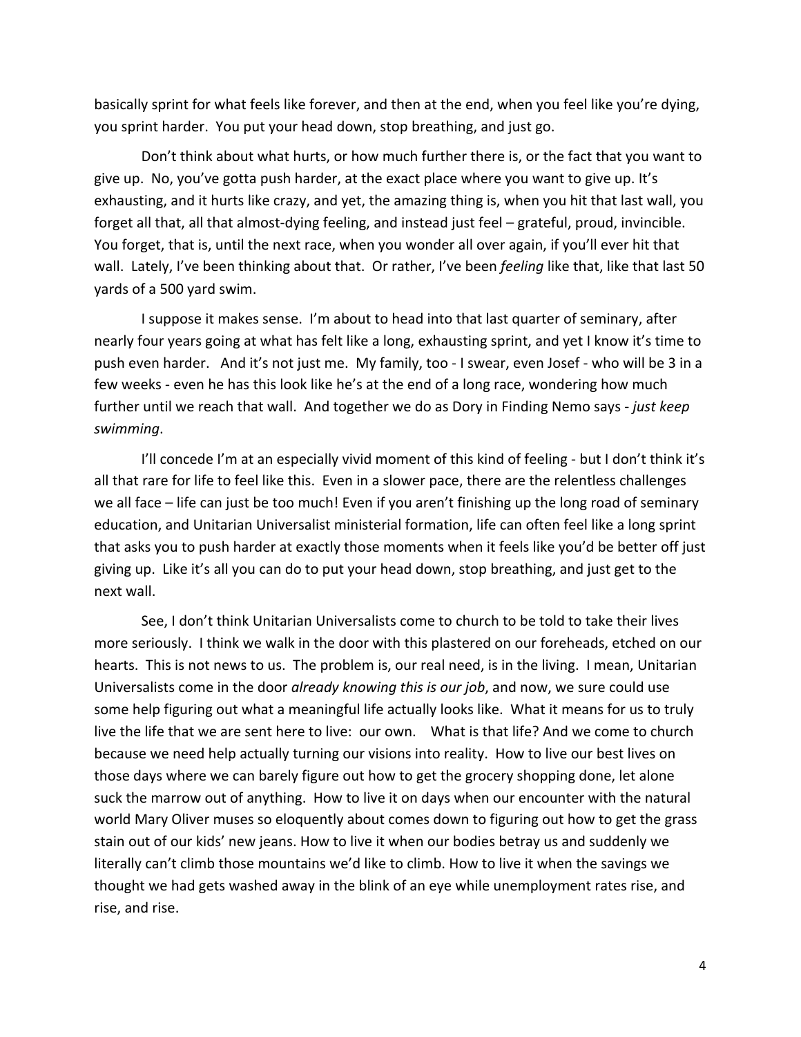basically sprint for what feels like forever, and then at the end, when you feel like you're dying, you sprint harder. You put your head down, stop breathing, and just go.

Don't think about what hurts, or how much further there is, or the fact that you want to give up. No, you've gotta push harder, at the exact place where you want to give up. It's exhausting, and it hurts like crazy, and yet, the amazing thing is, when you hit that last wall, you forget all that, all that almost-dying feeling, and instead just feel – grateful, proud, invincible. You forget, that is, until the next race, when you wonder all over again, if you'll ever hit that wall. Lately, I've been thinking about that. Or rather, I've been *feeling* like that, like that last 50 yards of a 500 yard swim.

I suppose it makes sense. I'm about to head into that last quarter of seminary, after nearly four years going at what has felt like a long, exhausting sprint, and yet I know it's time to push even harder. And it's not just me. My family, too - I swear, even Josef - who will be 3 in a few weeks - even he has this look like he's at the end of a long race, wondering how much further until we reach that wall. And together we do as Dory in Finding Nemo says - *just keep swimming*.

I'll concede I'm at an especially vivid moment of this kind of feeling - but I don't think it's all that rare for life to feel like this. Even in a slower pace, there are the relentless challenges we all face – life can just be too much! Even if you aren't finishing up the long road of seminary education, and Unitarian Universalist ministerial formation, life can often feel like a long sprint that asks you to push harder at exactly those moments when it feels like you'd be better off just giving up. Like it's all you can do to put your head down, stop breathing, and just get to the next wall.

See, I don't think Unitarian Universalists come to church to be told to take their lives more seriously. I think we walk in the door with this plastered on our foreheads, etched on our hearts. This is not news to us. The problem is, our real need, is in the living. I mean, Unitarian Universalists come in the door *already knowing this is our job*, and now, we sure could use some help figuring out what a meaningful life actually looks like. What it means for us to truly live the life that we are sent here to live: our own. What is that life? And we come to church because we need help actually turning our visions into reality. How to live our best lives on those days where we can barely figure out how to get the grocery shopping done, let alone suck the marrow out of anything. How to live it on days when our encounter with the natural world Mary Oliver muses so eloquently about comes down to figuring out how to get the grass stain out of our kids' new jeans. How to live it when our bodies betray us and suddenly we literally can't climb those mountains we'd like to climb. How to live it when the savings we thought we had gets washed away in the blink of an eye while unemployment rates rise, and rise, and rise.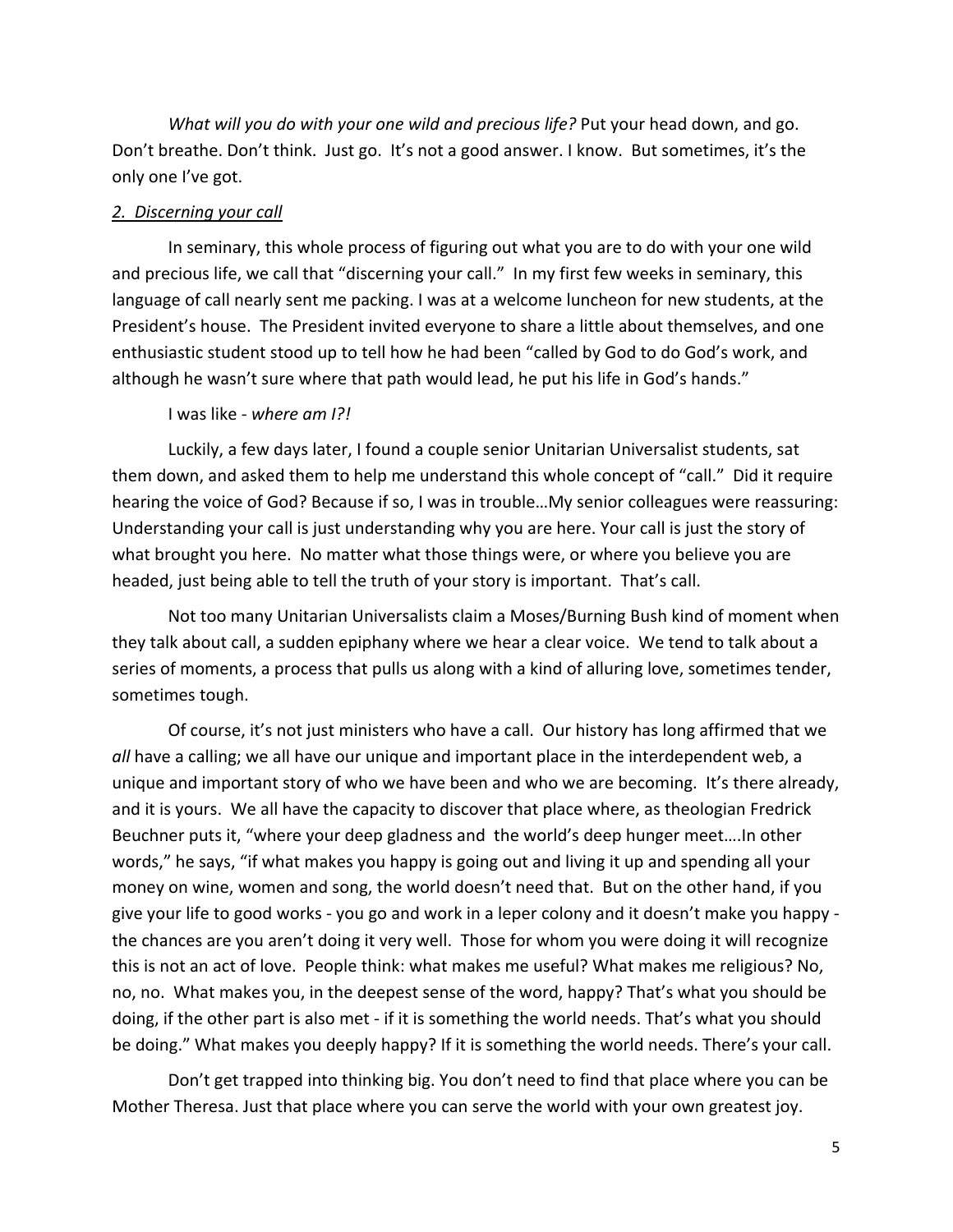*What will you do with your one wild and precious life?* Put your head down, and go. Don't breathe. Don't think. Just go. It's not a good answer. I know. But sometimes, it's the only one I've got.

## *2. Discerning your call*

In seminary, this whole process of figuring out what you are to do with your one wild and precious life, we call that "discerning your call." In my first few weeks in seminary, this language of call nearly sent me packing. I was at a welcome luncheon for new students, at the President's house. The President invited everyone to share a little about themselves, and one enthusiastic student stood up to tell how he had been "called by God to do God's work, and although he wasn't sure where that path would lead, he put his life in God's hands."

I was like - *where am I?!*

Luckily, a few days later, I found a couple senior Unitarian Universalist students, sat them down, and asked them to help me understand this whole concept of "call." Did it require hearing the voice of God? Because if so, I was in trouble…My senior colleagues were reassuring: Understanding your call is just understanding why you are here. Your call is just the story of what brought you here. No matter what those things were, or where you believe you are headed, just being able to tell the truth of your story is important. That's call.

Not too many Unitarian Universalists claim a Moses/Burning Bush kind of moment when they talk about call, a sudden epiphany where we hear a clear voice. We tend to talk about a series of moments, a process that pulls us along with a kind of alluring love, sometimes tender, sometimes tough.

Of course, it's not just ministers who have a call. Our history has long affirmed that we *all* have a calling; we all have our unique and important place in the interdependent web, a unique and important story of who we have been and who we are becoming. It's there already, and it is yours. We all have the capacity to discover that place where, as theologian Fredrick Beuchner puts it, "where your deep gladness and the world's deep hunger meet….In other words," he says, "if what makes you happy is going out and living it up and spending all your money on wine, women and song, the world doesn't need that. But on the other hand, if you give your life to good works - you go and work in a leper colony and it doesn't make you happy - the chances are you aren't doing it very well. Those for whom you were doing it will recognize this is not an act of love. People think: what makes me useful? What makes me religious? No, no, no. What makes you, in the deepest sense of the word, happy? That's what you should be doing, if the other part is also met - if it is something the world needs. That's what you should be doing." What makes you deeply happy? If it is something the world needs. There's your call.

Don't get trapped into thinking big. You don't need to find that place where you can be Mother Theresa. Just that place where you can serve the world with your own greatest joy.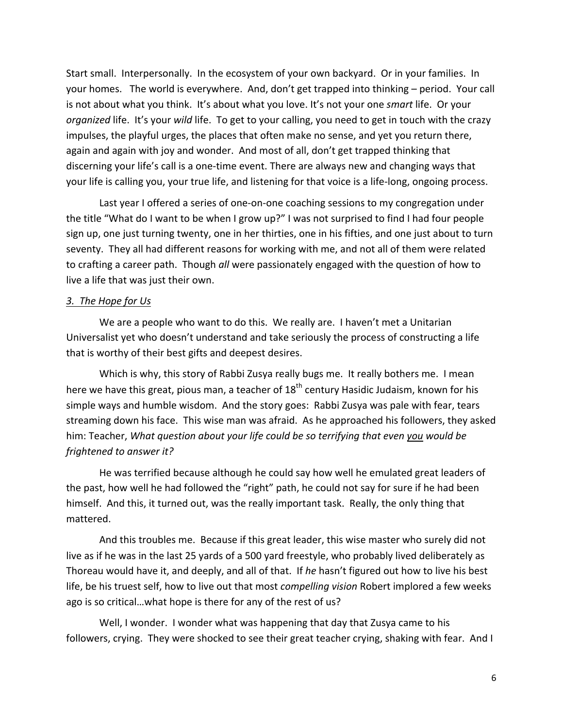Start small. Interpersonally. In the ecosystem of your own backyard. Or in your families. In your homes. The world is everywhere. And, don't get trapped into thinking – period. Your call is not about what you think. It's about what you love. It's not your one *smart* life. Or your *organized* life. It's your *wild* life. To get to your calling, you need to get in touch with the crazy impulses, the playful urges, the places that often make no sense, and yet you return there, again and again with joy and wonder. And most of all, don't get trapped thinking that discerning your life's call is a one-time event. There are always new and changing ways that your life is calling you, your true life, and listening for that voice is a life-long, ongoing process.

Last year I offered a series of one-on-one coaching sessions to my congregation under the title "What do I want to be when I grow up?" I was not surprised to find I had four people sign up, one just turning twenty, one in her thirties, one in his fifties, and one just about to turn seventy. They all had different reasons for working with me, and not all of them were related to crafting a career path. Though *all* were passionately engaged with the question of how to live a life that was just their own.

### *3. The Hope for Us*

We are a people who want to do this. We really are. I haven't met a Unitarian Universalist yet who doesn't understand and take seriously the process of constructing a life that is worthy of their best gifts and deepest desires.

Which is why, this story of Rabbi Zusya really bugs me. It really bothers me. I mean here we have this great, pious man, a teacher of 18th century Hasidic Judaism, known for his simple ways and humble wisdom. And the story goes: Rabbi Zusya was pale with fear, tears streaming down his face. This wise man was afraid. As he approached his followers, they asked him: Teacher, *What question about your life could be so terrifying that even you would be frightened to answer it?*

He was terrified because although he could say how well he emulated great leaders of the past, how well he had followed the "right" path, he could not say for sure if he had been himself. And this, it turned out, was the really important task. Really, the only thing that mattered.

And this troubles me. Because if this great leader, this wise master who surely did not live as if he was in the last 25 yards of a 500 yard freestyle, who probably lived deliberately as Thoreau would have it, and deeply, and all of that. If *he* hasn't figured out how to live his best life, be his truest self, how to live out that most *compelling vision* Robert implored a few weeks ago is so critical…what hope is there for any of the rest of us?

Well, I wonder. I wonder what was happening that day that Zusya came to his followers, crying. They were shocked to see their great teacher crying, shaking with fear. And I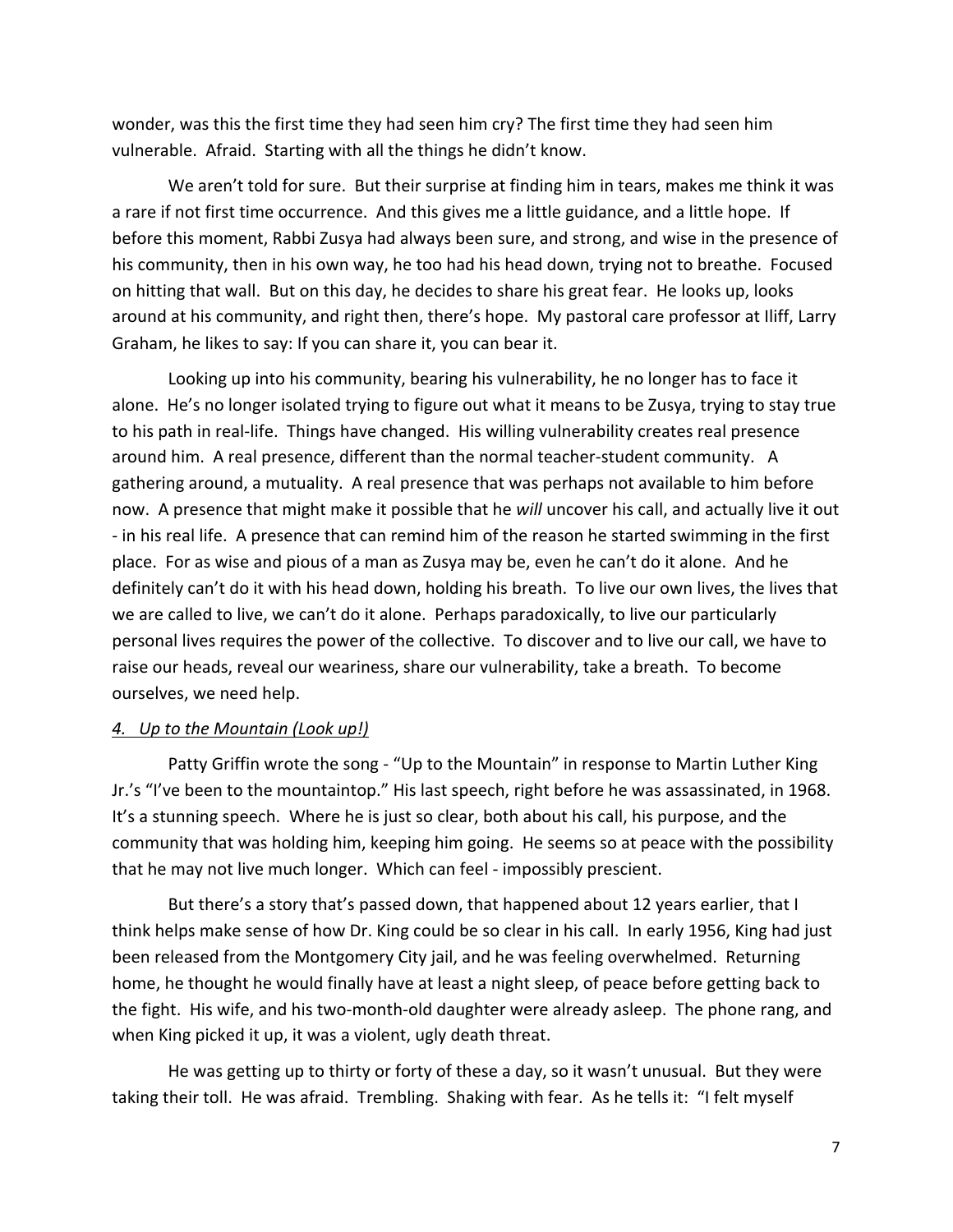wonder, was this the first time they had seen him cry? The first time they had seen him vulnerable. Afraid. Starting with all the things he didn't know.

We aren't told for sure. But their surprise at finding him in tears, makes me think it was a rare if not first time occurrence. And this gives me a little guidance, and a little hope. If before this moment, Rabbi Zusya had always been sure, and strong, and wise in the presence of his community, then in his own way, he too had his head down, trying not to breathe. Focused on hitting that wall. But on this day, he decides to share his great fear. He looks up, looks around at his community, and right then, there's hope. My pastoral care professor at Iliff, Larry Graham, he likes to say: If you can share it, you can bear it.

Looking up into his community, bearing his vulnerability, he no longer has to face it alone. He's no longer isolated trying to figure out what it means to be Zusya, trying to stay true to his path in real-life. Things have changed. His willing vulnerability creates real presence around him. A real presence, different than the normal teacher-student community. A gathering around, a mutuality. A real presence that was perhaps not available to him before now. A presence that might make it possible that he *will* uncover his call, and actually live it out - in his real life. A presence that can remind him of the reason he started swimming in the first place. For as wise and pious of a man as Zusya may be, even he can't do it alone. And he definitely can't do it with his head down, holding his breath. To live our own lives, the lives that we are called to live, we can't do it alone. Perhaps paradoxically, to live our particularly personal lives requires the power of the collective. To discover and to live our call, we have to raise our heads, reveal our weariness, share our vulnerability, take a breath. To become ourselves, we need help.

*4. Up to the Mountain (Look up!)*

Patty Griffin wrote the song - "Up to the Mountain" in response to Martin Luther King Jr.'s "I've been to the mountaintop." His last speech, right before he was assassinated, in 1968. It's a stunning speech. Where he is just so clear, both about his call, his purpose, and the community that was holding him, keeping him going. He seems so at peace with the possibility that he may not live much longer. Which can feel - impossibly prescient.

But there's a story that's passed down, that happened about 12 years earlier, that I think helps make sense of how Dr. King could be so clear in his call. In early 1956, King had just been released from the Montgomery City jail, and he was feeling overwhelmed. Returning home, he thought he would finally have at least a night sleep, of peace before getting back to the fight. His wife, and his two-month-old daughter were already asleep. The phone rang, and when King picked it up, it was a violent, ugly death threat.

He was getting up to thirty or forty of these a day, so it wasn't unusual. But they were taking their toll. He was afraid. Trembling. Shaking with fear. As he tells it: "I felt myself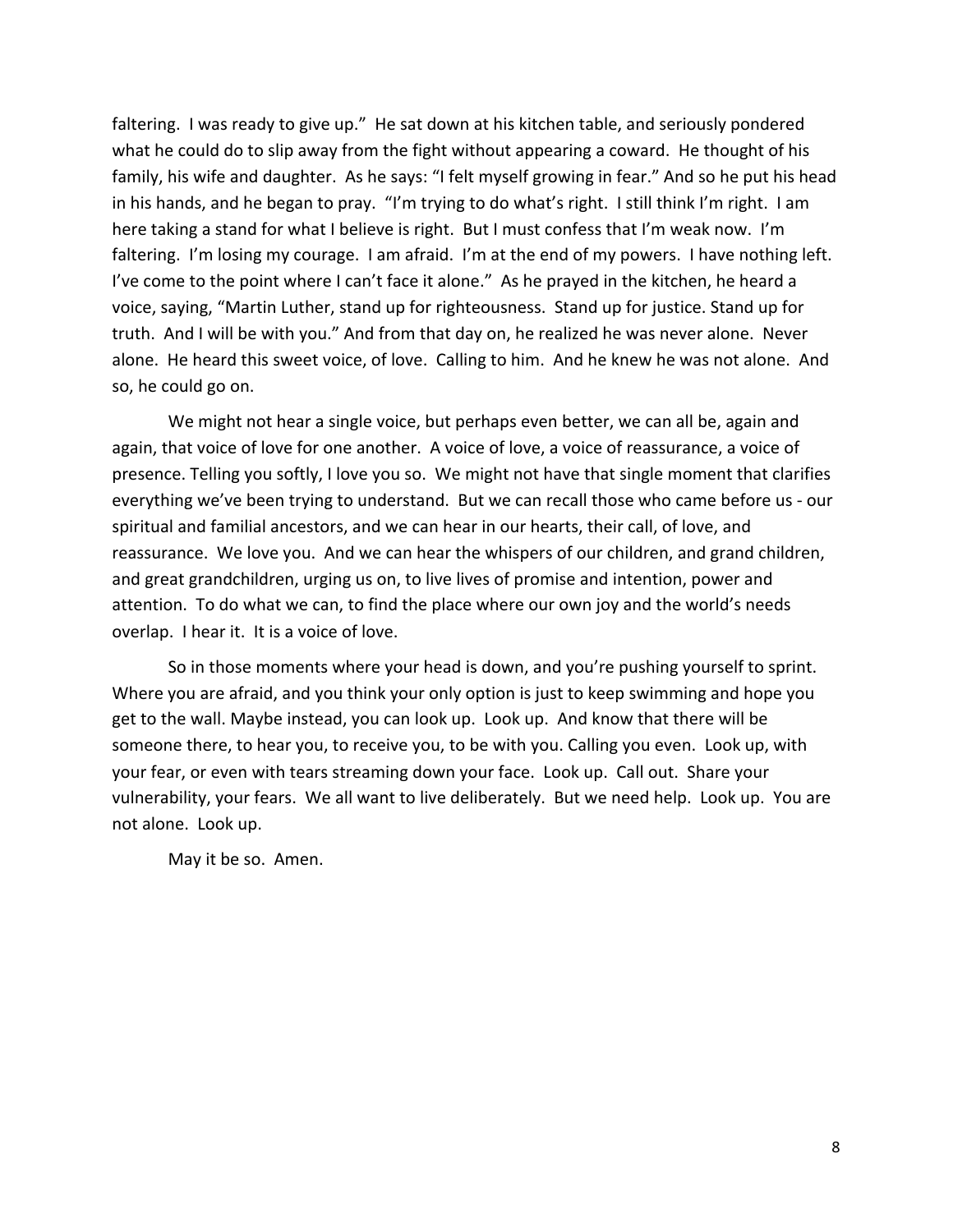faltering. I was ready to give up." He sat down at his kitchen table, and seriously pondered what he could do to slip away from the fight without appearing a coward. He thought of his family, his wife and daughter. As he says: "I felt myself growing in fear." And so he put his head in his hands, and he began to pray. "I'm trying to do what's right. I still think I'm right. I am here taking a stand for what I believe is right. But I must confess that I'm weak now. I'm faltering. I'm losing my courage. I am afraid. I'm at the end of my powers. I have nothing left. I've come to the point where I can't face it alone." As he prayed in the kitchen, he heard a voice, saying, "Martin Luther, stand up for righteousness. Stand up for justice. Stand up for truth. And I will be with you." And from that day on, he realized he was never alone. Never alone. He heard this sweet voice, of love. Calling to him. And he knew he was not alone. And so, he could go on.

We might not hear a single voice, but perhaps even better, we can all be, again and again, that voice of love for one another. A voice of love, a voice of reassurance, a voice of presence. Telling you softly, I love you so. We might not have that single moment that clarifies everything we've been trying to understand. But we can recall those who came before us - our spiritual and familial ancestors, and we can hear in our hearts, their call, of love, and reassurance. We love you. And we can hear the whispers of our children, and grand children, and great grandchildren, urging us on, to live lives of promise and intention, power and attention. To do what we can, to find the place where our own joy and the world's needs overlap. I hear it. It is a voice of love.

So in those moments where your head is down, and you're pushing yourself to sprint. Where you are afraid, and you think your only option is just to keep swimming and hope you get to the wall. Maybe instead, you can look up. Look up. And know that there will be someone there, to hear you, to receive you, to be with you. Calling you even. Look up, with your fear, or even with tears streaming down your face. Look up. Call out. Share your vulnerability, your fears. We all want to live deliberately. But we need help. Look up. You are not alone. Look up.

May it be so. Amen.